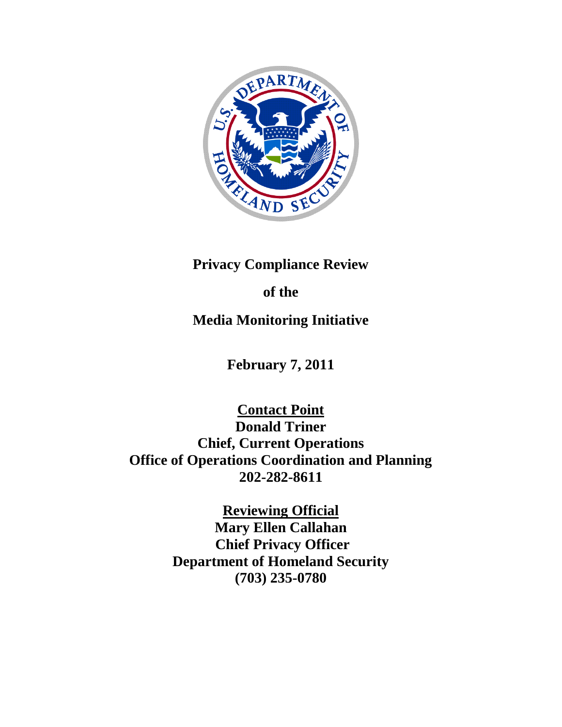# Privacy Compliance Review

# of the

# Media Monitoring Initiative

**February 7, 2011**

**<u>Contact Point</u>**
**Donald Triner**
**Chief, Current Operations**
**Office of Operations Coordination and Planning**
**202-282-8611**

**<u>Reviewing Official</u>**
**Mary Ellen Callahan**
**Chief Privacy Officer**
**Department of Homeland Security**
**(703) 235-0780**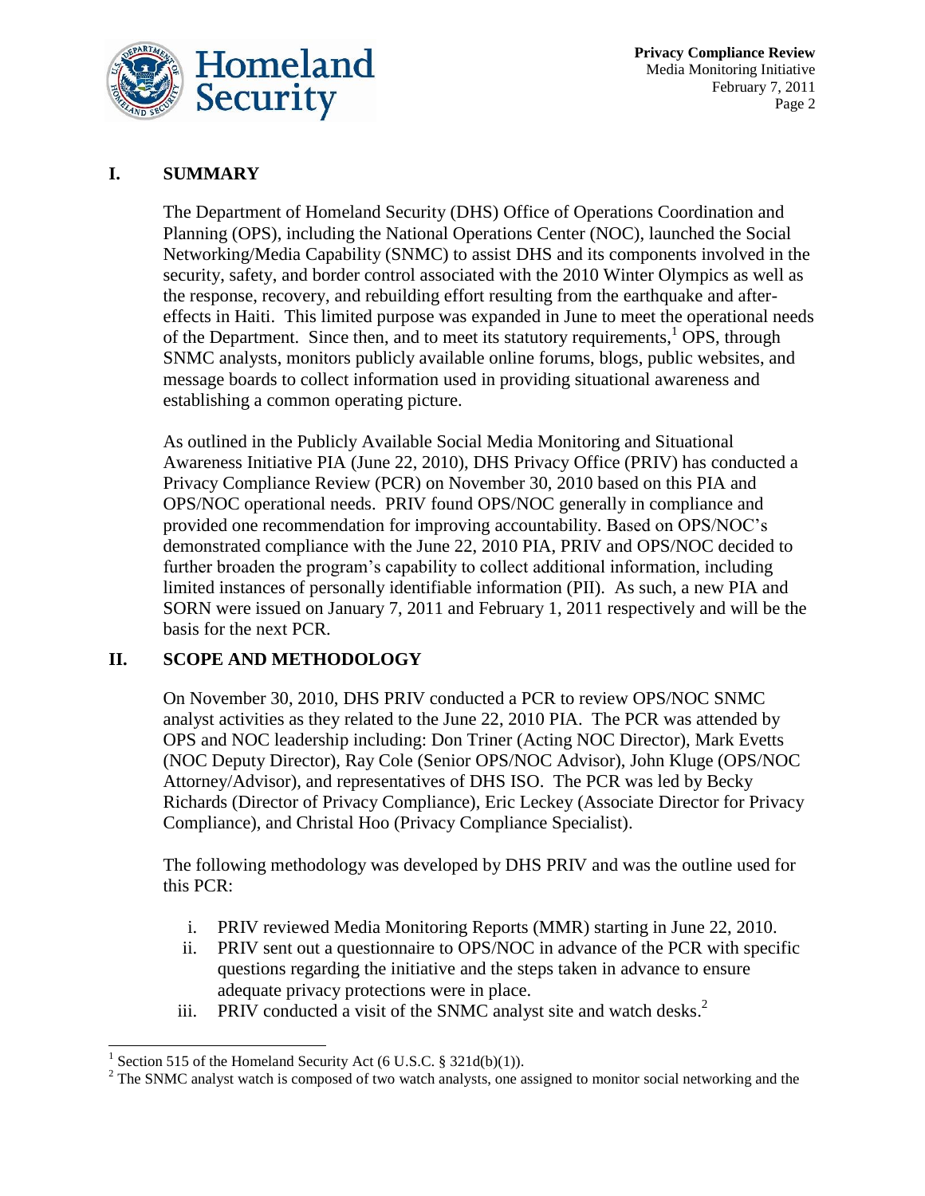## I. SUMMARY

The Department of Homeland Security (DHS) Office of Operations Coordination and Planning (OPS), including the National Operations Center (NOC), launched the Social Networking/Media Capability (SNMC) to assist DHS and its components involved in the security, safety, and border control associated with the 2010 Winter Olympics as well as the response, recovery, and rebuilding effort resulting from the earthquake and after-effects in Haiti. This limited purpose was expanded in June to meet the operational needs of the Department. Since then, and to meet its statutory requirements,[1] OPS, through SNMC analysts, monitors publicly available online forums, blogs, public websites, and message boards to collect information used in providing situational awareness and establishing a common operating picture.

As outlined in the Publicly Available Social Media Monitoring and Situational Awareness Initiative PIA (June 22, 2010), DHS Privacy Office (PRIV) has conducted a Privacy Compliance Review (PCR) on November 30, 2010 based on this PIA and OPS/NOC operational needs. PRIV found OPS/NOC generally in compliance and provided one recommendation for improving accountability. Based on OPS/NOC's demonstrated compliance with the June 22, 2010 PIA, PRIV and OPS/NOC decided to further broaden the program's capability to collect additional information, including limited instances of personally identifiable information (PII). As such, a new PIA and SORN were issued on January 7, 2011 and February 1, 2011 respectively and will be the basis for the next PCR.

## II. SCOPE AND METHODOLOGY

On November 30, 2010, DHS PRIV conducted a PCR to review OPS/NOC SNMC analyst activities as they related to the June 22, 2010 PIA. The PCR was attended by OPS and NOC leadership including: Don Triner (Acting NOC Director), Mark Evetts (NOC Deputy Director), Ray Cole (Senior OPS/NOC Advisor), John Kluge (OPS/NOC Attorney/Advisor), and representatives of DHS ISO. The PCR was led by Becky Richards (Director of Privacy Compliance), Eric Leckey (Associate Director for Privacy Compliance), and Christal Hoo (Privacy Compliance Specialist).

The following methodology was developed by DHS PRIV and was the outline used for this PCR:

i. PRIV reviewed Media Monitoring Reports (MMR) starting in June 22, 2010.
ii. PRIV sent out a questionnaire to OPS/NOC in advance of the PCR with specific questions regarding the initiative and the steps taken in advance to ensure adequate privacy protections were in place.
iii. PRIV conducted a visit of the SNMC analyst site and watch desks.[2]

---

[1] Section 515 of the Homeland Security Act (6 U.S.C. § 321d(b)(1)).

[2] The SNMC analyst watch is composed of two watch analysts, one assigned to monitor social networking and the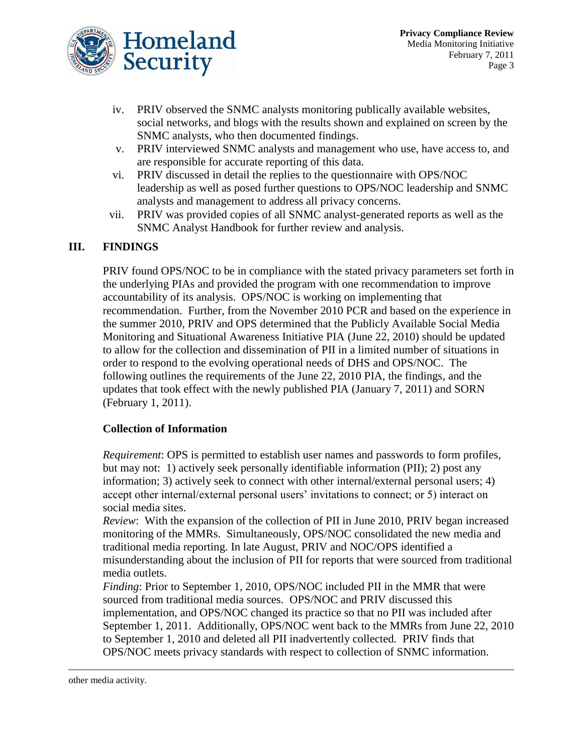iv. PRIV observed the SNMC analysts monitoring publically available websites, social networks, and blogs with the results shown and explained on screen by the SNMC analysts, who then documented findings.

v. PRIV interviewed SNMC analysts and management who use, have access to, and are responsible for accurate reporting of this data.

vi. PRIV discussed in detail the replies to the questionnaire with OPS/NOC leadership as well as posed further questions to OPS/NOC leadership and SNMC analysts and management to address all privacy concerns.

vii. PRIV was provided copies of all SNMC analyst-generated reports as well as the SNMC Analyst Handbook for further review and analysis.

## III. FINDINGS

PRIV found OPS/NOC to be in compliance with the stated privacy parameters set forth in the underlying PIAs and provided the program with one recommendation to improve accountability of its analysis. OPS/NOC is working on implementing that recommendation. Further, from the November 2010 PCR and based on the experience in the summer 2010, PRIV and OPS determined that the Publicly Available Social Media Monitoring and Situational Awareness Initiative PIA (June 22, 2010) should be updated to allow for the collection and dissemination of PII in a limited number of situations in order to respond to the evolving operational needs of DHS and OPS/NOC. The following outlines the requirements of the June 22, 2010 PIA, the findings, and the updates that took effect with the newly published PIA (January 7, 2011) and SORN (February 1, 2011).

### Collection of Information

*Requirement*: OPS is permitted to establish user names and passwords to form profiles, but may not: 1) actively seek personally identifiable information (PII); 2) post any information; 3) actively seek to connect with other internal/external personal users; 4) accept other internal/external personal users' invitations to connect; or 5) interact on social media sites.

*Review*: With the expansion of the collection of PII in June 2010, PRIV began increased monitoring of the MMRs. Simultaneously, OPS/NOC consolidated the new media and traditional media reporting. In late August, PRIV and NOC/OPS identified a misunderstanding about the inclusion of PII for reports that were sourced from traditional media outlets.

*Finding*: Prior to September 1, 2010, OPS/NOC included PII in the MMR that were sourced from traditional media sources. OPS/NOC and PRIV discussed this implementation, and OPS/NOC changed its practice so that no PII was included after September 1, 2011. Additionally, OPS/NOC went back to the MMRs from June 22, 2010 to September 1, 2010 and deleted all PII inadvertently collected. PRIV finds that OPS/NOC meets privacy standards with respect to collection of SNMC information.

---

other media activity.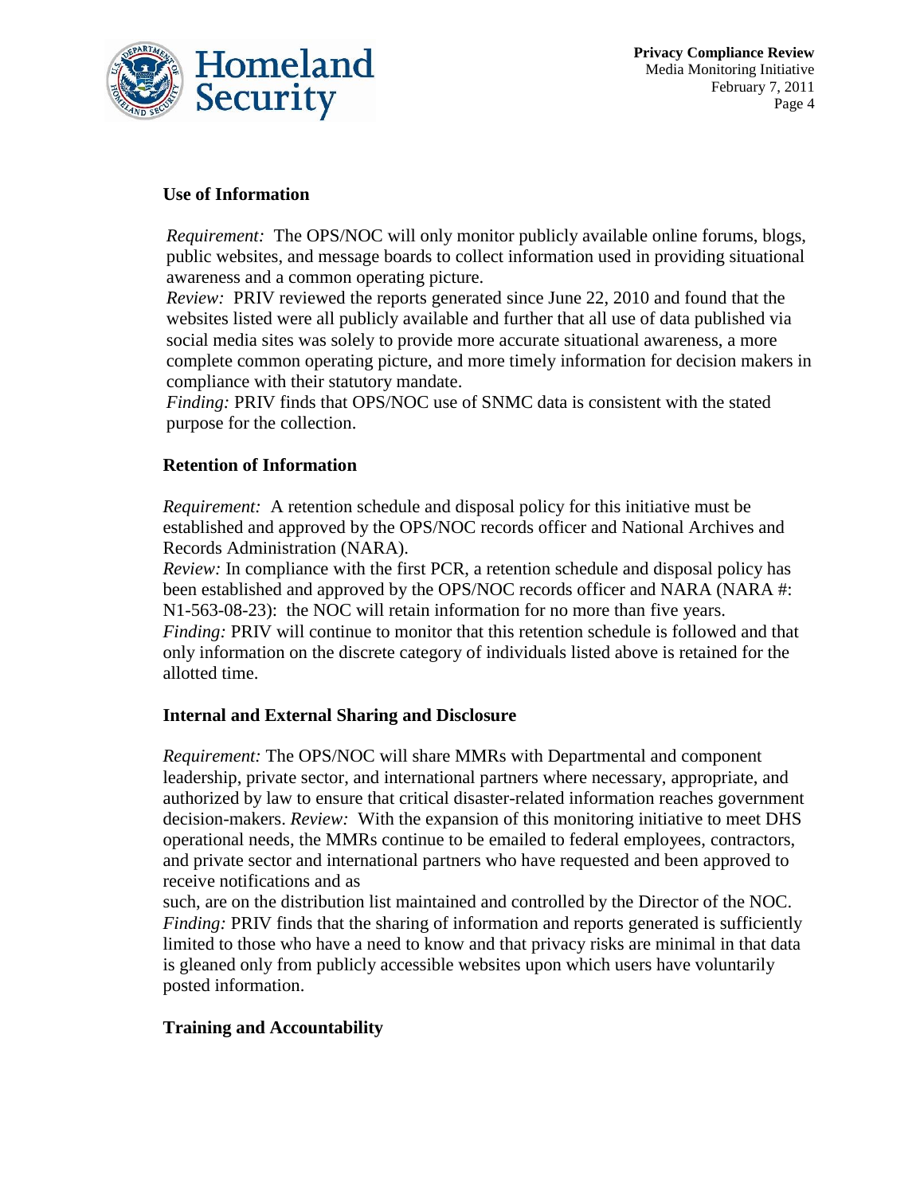## Use of Information

*Requirement:* The OPS/NOC will only monitor publicly available online forums, blogs, public websites, and message boards to collect information used in providing situational awareness and a common operating picture.
*Review:* PRIV reviewed the reports generated since June 22, 2010 and found that the websites listed were all publicly available and further that all use of data published via social media sites was solely to provide more accurate situational awareness, a more complete common operating picture, and more timely information for decision makers in compliance with their statutory mandate.
*Finding:* PRIV finds that OPS/NOC use of SNMC data is consistent with the stated purpose for the collection.

## Retention of Information

*Requirement:* A retention schedule and disposal policy for this initiative must be established and approved by the OPS/NOC records officer and National Archives and Records Administration (NARA).
*Review:* In compliance with the first PCR, a retention schedule and disposal policy has been established and approved by the OPS/NOC records officer and NARA (NARA #: N1-563-08-23): the NOC will retain information for no more than five years.
*Finding:* PRIV will continue to monitor that this retention schedule is followed and that only information on the discrete category of individuals listed above is retained for the allotted time.

## Internal and External Sharing and Disclosure

*Requirement:* The OPS/NOC will share MMRs with Departmental and component leadership, private sector, and international partners where necessary, appropriate, and authorized by law to ensure that critical disaster-related information reaches government decision-makers. *Review:* With the expansion of this monitoring initiative to meet DHS operational needs, the MMRs continue to be emailed to federal employees, contractors, and private sector and international partners who have requested and been approved to receive notifications and as such, are on the distribution list maintained and controlled by the Director of the NOC.
*Finding:* PRIV finds that the sharing of information and reports generated is sufficiently limited to those who have a need to know and that privacy risks are minimal in that data is gleaned only from publicly accessible websites upon which users have voluntarily posted information.

## Training and Accountability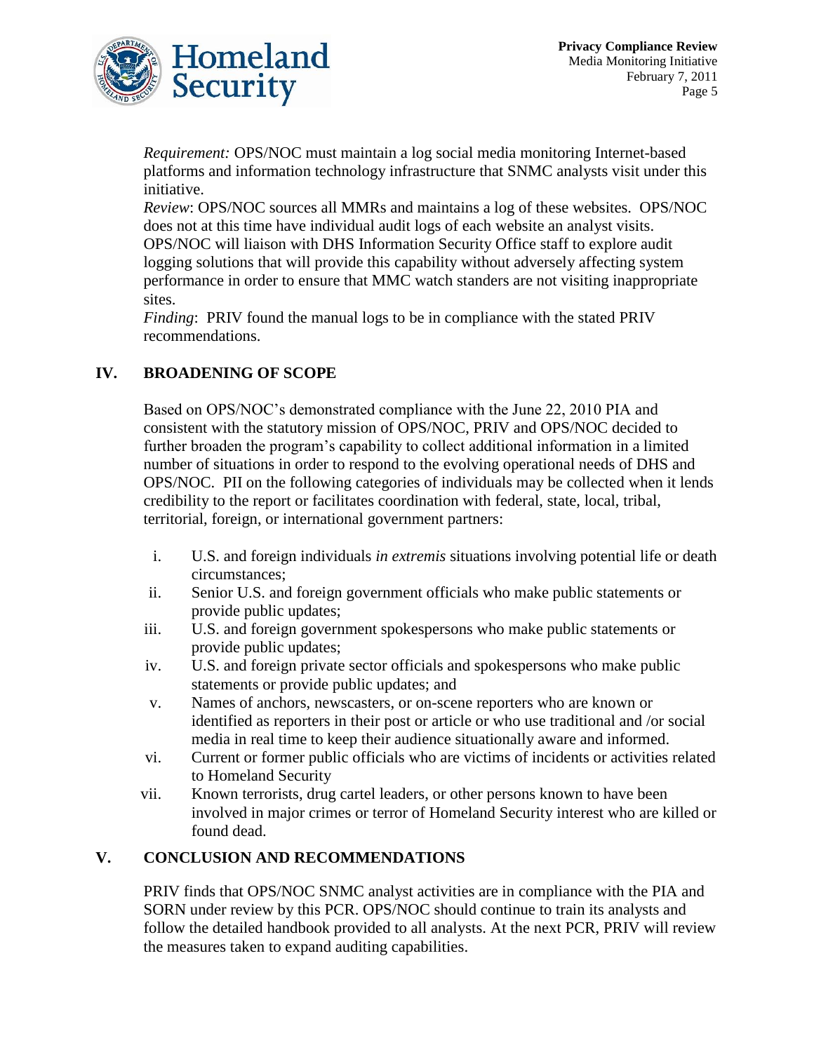*Requirement:* OPS/NOC must maintain a log social media monitoring Internet-based platforms and information technology infrastructure that SNMC analysts visit under this initiative.
*Review*: OPS/NOC sources all MMRs and maintains a log of these websites. OPS/NOC does not at this time have individual audit logs of each website an analyst visits. OPS/NOC will liaison with DHS Information Security Office staff to explore audit logging solutions that will provide this capability without adversely affecting system performance in order to ensure that MMC watch standers are not visiting inappropriate sites.
*Finding*: PRIV found the manual logs to be in compliance with the stated PRIV recommendations.

## IV. BROADENING OF SCOPE

Based on OPS/NOC's demonstrated compliance with the June 22, 2010 PIA and consistent with the statutory mission of OPS/NOC, PRIV and OPS/NOC decided to further broaden the program's capability to collect additional information in a limited number of situations in order to respond to the evolving operational needs of DHS and OPS/NOC. PII on the following categories of individuals may be collected when it lends credibility to the report or facilitates coordination with federal, state, local, tribal, territorial, foreign, or international government partners:

i. U.S. and foreign individuals *in extremis* situations involving potential life or death circumstances;
ii. Senior U.S. and foreign government officials who make public statements or provide public updates;
iii. U.S. and foreign government spokespersons who make public statements or provide public updates;
iv. U.S. and foreign private sector officials and spokespersons who make public statements or provide public updates; and
v. Names of anchors, newscasters, or on-scene reporters who are known or identified as reporters in their post or article or who use traditional and /or social media in real time to keep their audience situationally aware and informed.
vi. Current or former public officials who are victims of incidents or activities related to Homeland Security
vii. Known terrorists, drug cartel leaders, or other persons known to have been involved in major crimes or terror of Homeland Security interest who are killed or found dead.

## V. CONCLUSION AND RECOMMENDATIONS

PRIV finds that OPS/NOC SNMC analyst activities are in compliance with the PIA and SORN under review by this PCR. OPS/NOC should continue to train its analysts and follow the detailed handbook provided to all analysts. At the next PCR, PRIV will review the measures taken to expand auditing capabilities.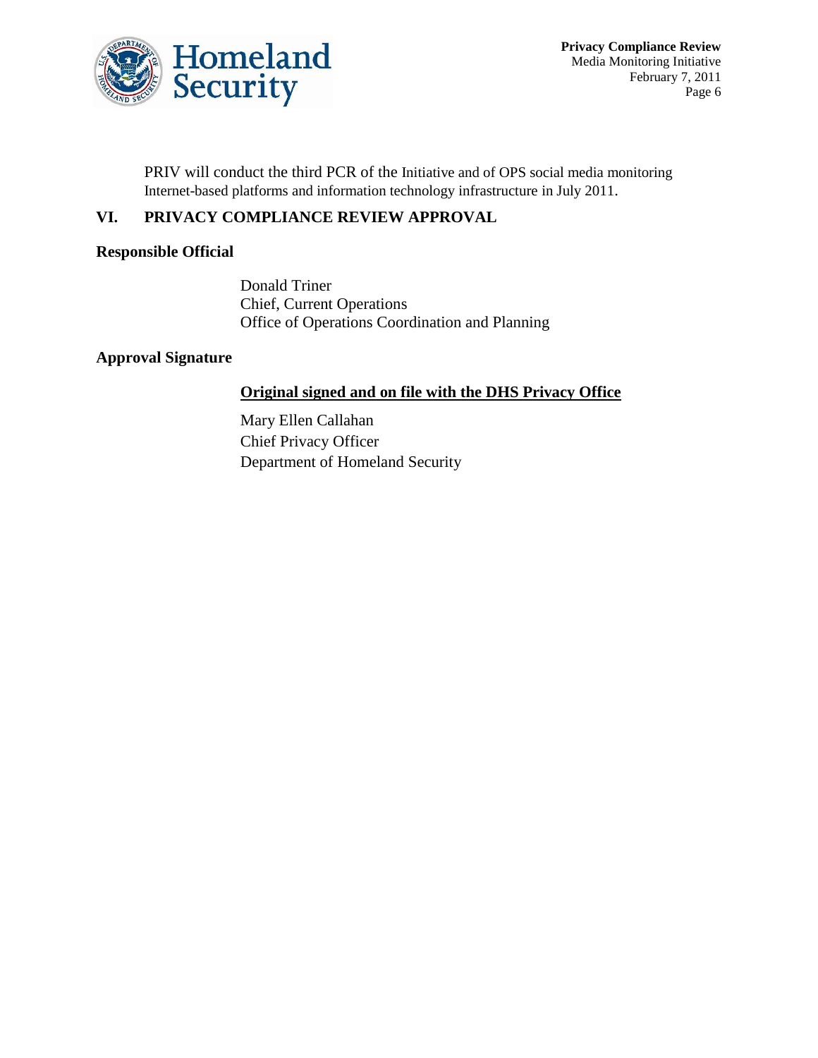PRIV will conduct the third PCR of the Initiative and of OPS social media monitoring Internet-based platforms and information technology infrastructure in July 2011.

## VI. PRIVACY COMPLIANCE REVIEW APPROVAL

**Responsible Official**

Donald Triner
Chief, Current Operations
Office of Operations Coordination and Planning

**Approval Signature**

**Original signed and on file with the DHS Privacy Office**

Mary Ellen Callahan
Chief Privacy Officer
Department of Homeland Security